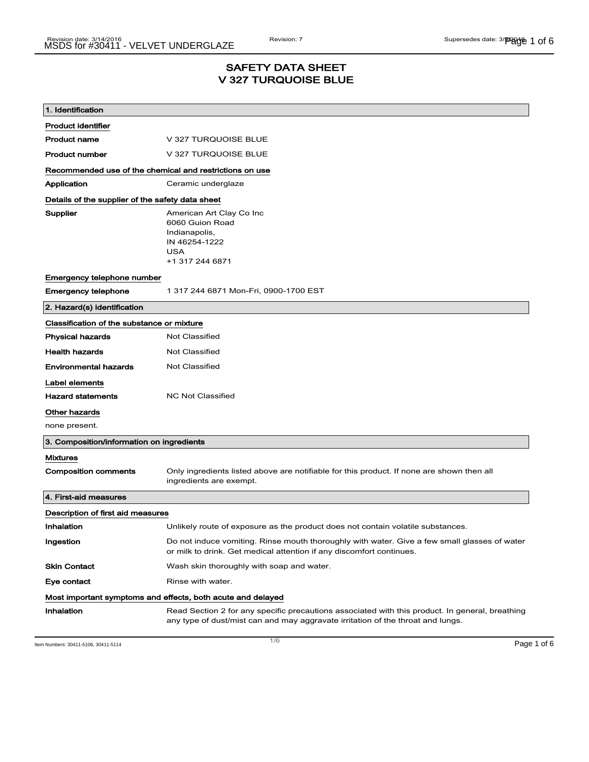# SAFETY DATA SHEET
# V 327 TURQUOISE BLUE

## 1. Identification

**Product identifier**

| | |
|---|---|
| **Product name** | V 327 TURQUOISE BLUE |
| **Product number** | V 327 TURQUOISE BLUE |

**Recommended use of the chemical and restrictions on use**

| | |
|---|---|
| **Application** | Ceramic underglaze |

**Details of the supplier of the safety data sheet**

| | |
|---|---|
| **Supplier** | American Art Clay Co Inc<br>6060 Guion Road<br>Indianapolis,<br>IN 46254-1222<br>USA<br>+1 317 244 6871 |

**Emergency telephone number**

| | |
|---|---|
| **Emergency telephone** | 1 317 244 6871 Mon-Fri, 0900-1700 EST |

## 2. Hazard(s) identification

**Classification of the substance or mixture**

| | |
|---|---|
| **Physical hazards** | Not Classified |
| **Health hazards** | Not Classified |
| **Environmental hazards** | Not Classified |

**Label elements**

| | |
|---|---|
| **Hazard statements** | NC Not Classified |

**Other hazards**

none present.

## 3. Composition/information on ingredients

**Mixtures**

| | |
|---|---|
| **Composition comments** | Only ingredients listed above are notifiable for this product. If none are shown then all ingredients are exempt. |

## 4. First-aid measures

**Description of first aid measures**

| | |
|---|---|
| **Inhalation** | Unlikely route of exposure as the product does not contain volatile substances. |
| **Ingestion** | Do not induce vomiting. Rinse mouth thoroughly with water. Give a few small glasses of water or milk to drink. Get medical attention if any discomfort continues. |
| **Skin Contact** | Wash skin thoroughly with soap and water. |
| **Eye contact** | Rinse with water. |

**Most important symptoms and effects, both acute and delayed**

| | |
|---|---|
| **Inhalation** | Read Section 2 for any specific precautions associated with this product. In general, breathing any type of dust/mist can and may aggravate irritation of the throat and lungs. |

Item Numbers: 30411-5106, 30411-5114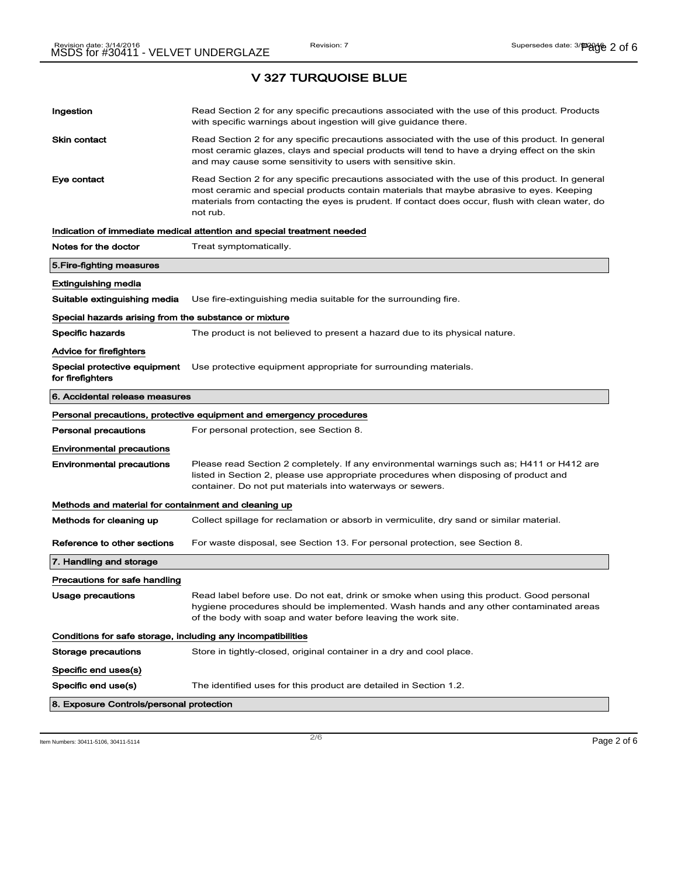## V 327 TURQUOISE BLUE

**Ingestion** Read Section 2 for any specific precautions associated with the use of this product. Products with specific warnings about ingestion will give guidance there.

**Skin contact** Read Section 2 for any specific precautions associated with the use of this product. In general most ceramic glazes, clays and special products will tend to have a drying effect on the skin and may cause some sensitivity to users with sensitive skin.

**Eye contact** Read Section 2 for any specific precautions associated with the use of this product. In general most ceramic and special products contain materials that maybe abrasive to eyes. Keeping materials from contacting the eyes is prudent. If contact does occur, flush with clean water, do not rub.

### Indication of immediate medical attention and special treatment needed

**Notes for the doctor** Treat symptomatically.

## 5.Fire-fighting measures

### Extinguishing media

**Suitable extinguishing media** Use fire-extinguishing media suitable for the surrounding fire.

### Special hazards arising from the substance or mixture

**Specific hazards** The product is not believed to present a hazard due to its physical nature.

### Advice for firefighters

**Special protective equipment for firefighters** Use protective equipment appropriate for surrounding materials.

## 6. Accidental release measures

### Personal precautions, protective equipment and emergency procedures

**Personal precautions** For personal protection, see Section 8.

### Environmental precautions

**Environmental precautions** Please read Section 2 completely. If any environmental warnings such as; H411 or H412 are listed in Section 2, please use appropriate procedures when disposing of product and container. Do not put materials into waterways or sewers.

### Methods and material for containment and cleaning up

**Methods for cleaning up** Collect spillage for reclamation or absorb in vermiculite, dry sand or similar material.

**Reference to other sections** For waste disposal, see Section 13. For personal protection, see Section 8.

## 7. Handling and storage

### Precautions for safe handling

**Usage precautions** Read label before use. Do not eat, drink or smoke when using this product. Good personal hygiene procedures should be implemented. Wash hands and any other contaminated areas of the body with soap and water before leaving the work site.

### Conditions for safe storage, including any incompatibilities

**Storage precautions** Store in tightly-closed, original container in a dry and cool place.

### Specific end uses(s)

**Specific end use(s)** The identified uses for this product are detailed in Section 1.2.

## 8. Exposure Controls/personal protection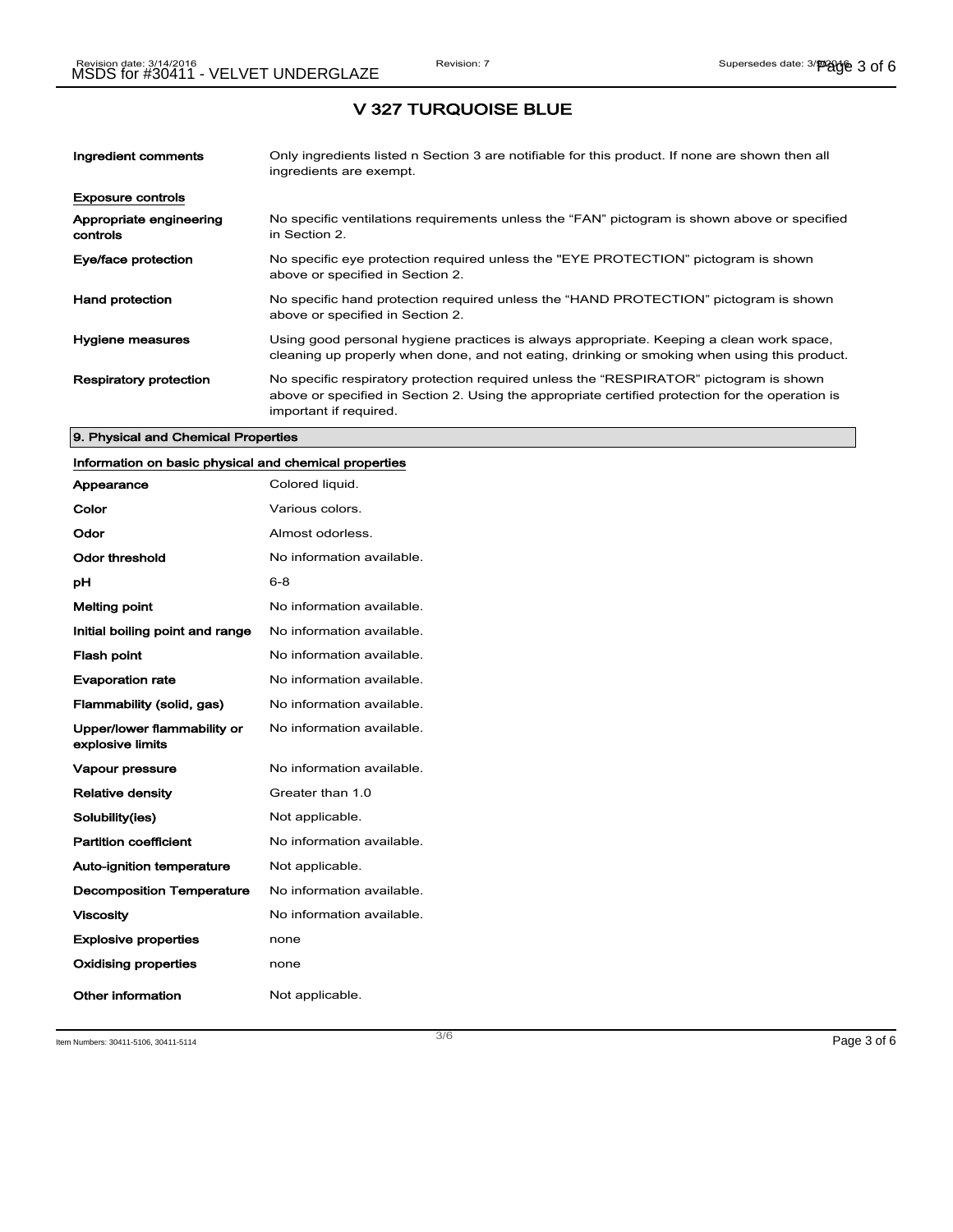# V 327 TURQUOISE BLUE

| | |
|---|---|
| **Ingredient comments** | Only ingredients listed n Section 3 are notifiable for this product. If none are shown then all ingredients are exempt. |

**Exposure controls**

| | |
|---|---|
| **Appropriate engineering controls** | No specific ventilations requirements unless the “FAN” pictogram is shown above or specified in Section 2. |
| **Eye/face protection** | No specific eye protection required unless the "EYE PROTECTION" pictogram is shown above or specified in Section 2. |
| **Hand protection** | No specific hand protection required unless the “HAND PROTECTION” pictogram is shown above or specified in Section 2. |
| **Hygiene measures** | Using good personal hygiene practices is always appropriate. Keeping a clean work space, cleaning up properly when done, and not eating, drinking or smoking when using this product. |
| **Respiratory protection** | No specific respiratory protection required unless the “RESPIRATOR” pictogram is shown above or specified in Section 2. Using the appropriate certified protection for the operation is important if required. |

## 9. Physical and Chemical Properties

**Information on basic physical and chemical properties**

| | |
|---|---|
| **Appearance** | Colored liquid. |
| **Color** | Various colors. |
| **Odor** | Almost odorless. |
| **Odor threshold** | No information available. |
| **pH** | 6-8 |
| **Melting point** | No information available. |
| **Initial boiling point and range** | No information available. |
| **Flash point** | No information available. |
| **Evaporation rate** | No information available. |
| **Flammability (solid, gas)** | No information available. |
| **Upper/lower flammability or explosive limits** | No information available. |
| **Vapour pressure** | No information available. |
| **Relative density** | Greater than 1.0 |
| **Solubility(ies)** | Not applicable. |
| **Partition coefficient** | No information available. |
| **Auto-ignition temperature** | Not applicable. |
| **Decomposition Temperature** | No information available. |
| **Viscosity** | No information available. |
| **Explosive properties** | none |
| **Oxidising properties** | none |
| **Other information** | Not applicable. |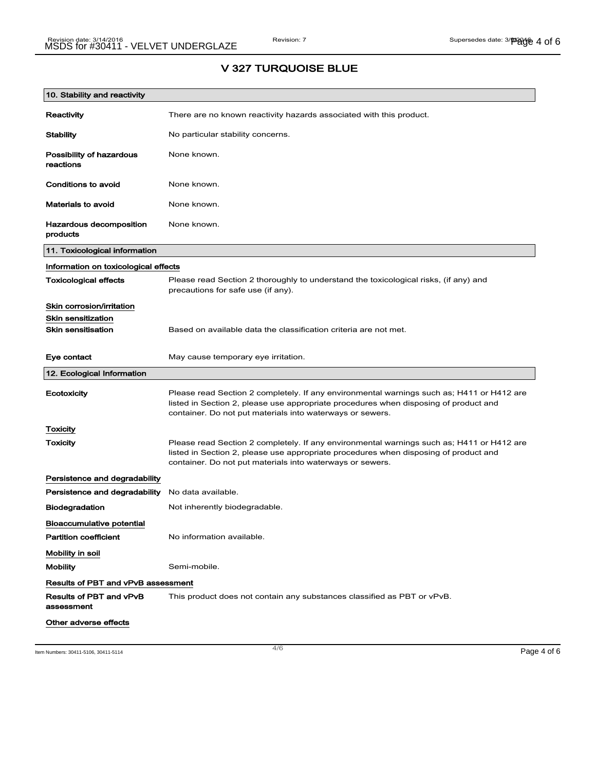# V 327 TURQUOISE BLUE

## 10. Stability and reactivity

**Reactivity** There are no known reactivity hazards associated with this product.

**Stability** No particular stability concerns.

**Possibility of hazardous reactions** None known.

**Conditions to avoid** None known.

**Materials to avoid** None known.

**Hazardous decomposition products** None known.

## 11. Toxicological information

### Information on toxicological effects

**Toxicological effects** Please read Section 2 thoroughly to understand the toxicological risks, (if any) and precautions for safe use (if any).

### Skin corrosion/irritation

### Skin sensitization

**Skin sensitisation** Based on available data the classification criteria are not met.

**Eye contact** May cause temporary eye irritation.

## 12. Ecological Information

**Ecotoxicity** Please read Section 2 completely. If any environmental warnings such as; H411 or H412 are listed in Section 2, please use appropriate procedures when disposing of product and container. Do not put materials into waterways or sewers.

### Toxicity

**Toxicity** Please read Section 2 completely. If any environmental warnings such as; H411 or H412 are listed in Section 2, please use appropriate procedures when disposing of product and container. Do not put materials into waterways or sewers.

### Persistence and degradability

**Persistence and degradability** No data available.

**Biodegradation** Not inherently biodegradable.

### Bioaccumulative potential

**Partition coefficient** No information available.

### Mobility in soil

**Mobility** Semi-mobile.

### Results of PBT and vPvB assessment

**Results of PBT and vPvB assessment** This product does not contain any substances classified as PBT or vPvB.

### Other adverse effects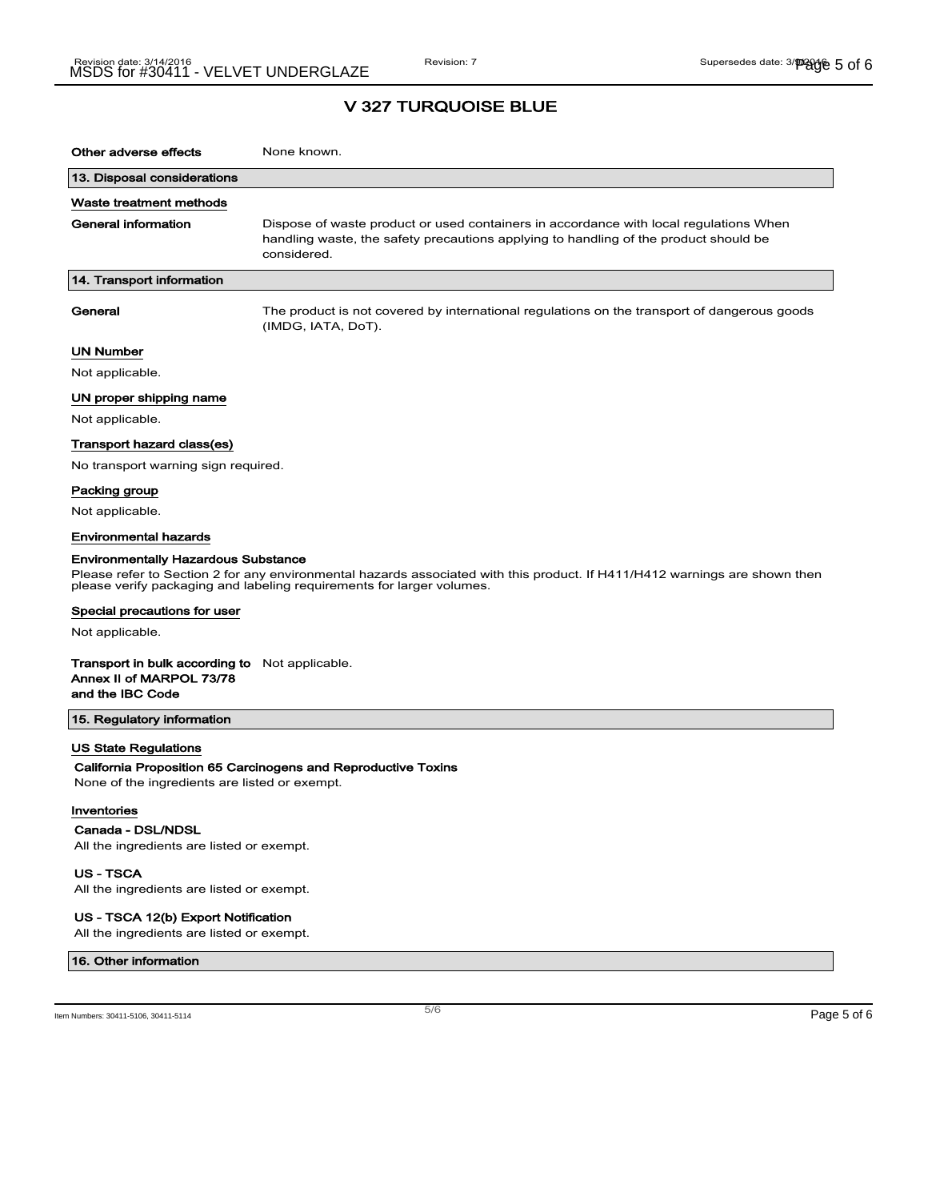# V 327 TURQUOISE BLUE

**Other adverse effects** None known.

## 13. Disposal considerations

### Waste treatment methods

**General information** Dispose of waste product or used containers in accordance with local regulations When handling waste, the safety precautions applying to handling of the product should be considered.

## 14. Transport information

**General** The product is not covered by international regulations on the transport of dangerous goods (IMDG, IATA, DoT).

### UN Number

Not applicable.

### UN proper shipping name

Not applicable.

### Transport hazard class(es)

No transport warning sign required.

### Packing group

Not applicable.

### Environmental hazards

**Environmentally Hazardous Substance**

Please refer to Section 2 for any environmental hazards associated with this product. If H411/H412 warnings are shown then please verify packaging and labeling requirements for larger volumes.

### Special precautions for user

Not applicable.

**Transport in bulk according to Annex II of MARPOL 73/78 and the IBC Code** Not applicable.

## 15. Regulatory information

### US State Regulations

**California Proposition 65 Carcinogens and Reproductive Toxins**

None of the ingredients are listed or exempt.

### Inventories

**Canada - DSL/NDSL**

All the ingredients are listed or exempt.

**US - TSCA**

All the ingredients are listed or exempt.

**US - TSCA 12(b) Export Notification**

All the ingredients are listed or exempt.

## 16. Other information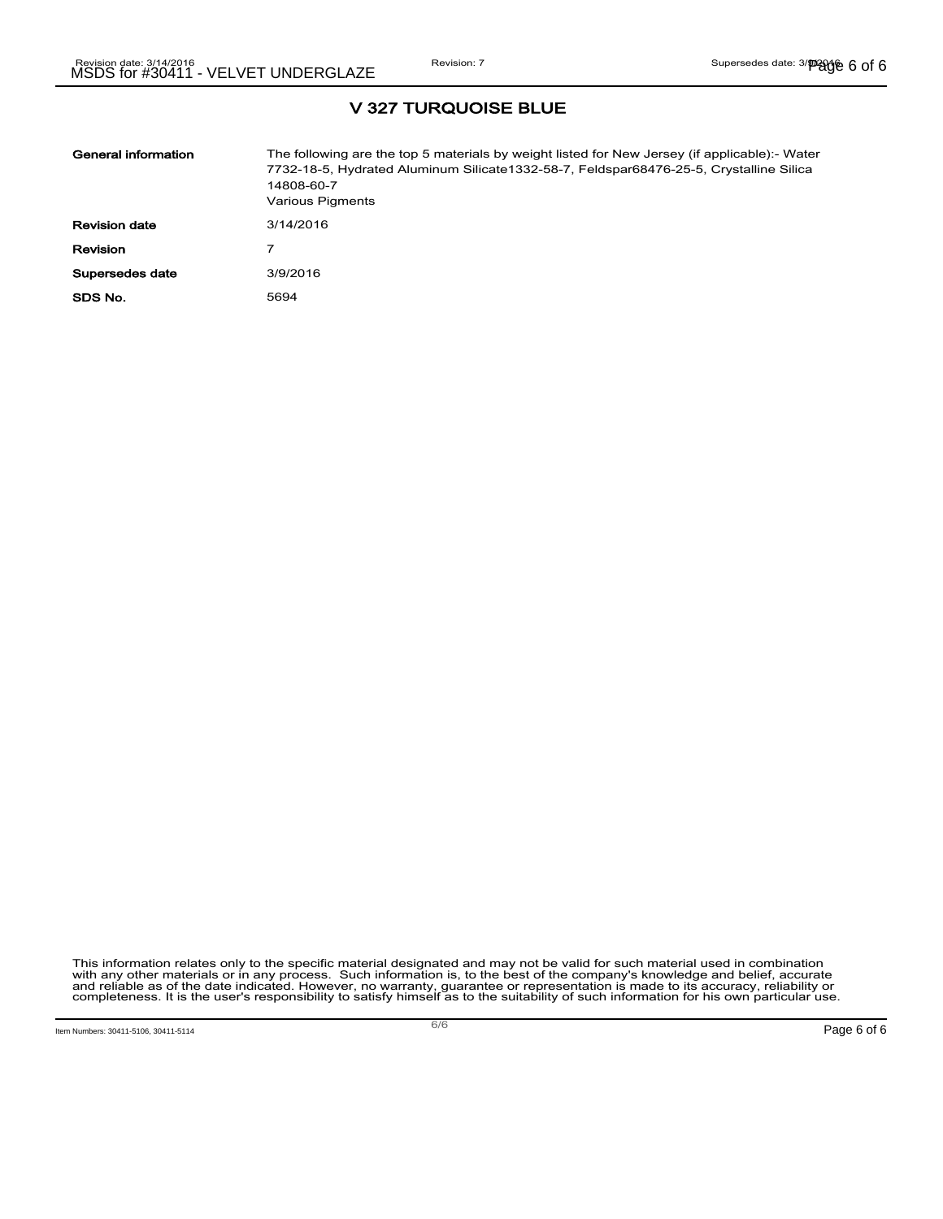## V 327 TURQUOISE BLUE

| | |
|---|---|
| **General information** | The following are the top 5 materials by weight listed for New Jersey (if applicable):- Water 7732-18-5, Hydrated Aluminum Silicate1332-58-7, Feldspar68476-25-5, Crystalline Silica 14808-60-7<br>Various Pigments |
| **Revision date** | 3/14/2016 |
| **Revision** | 7 |
| **Supersedes date** | 3/9/2016 |
| **SDS No.** | 5694 |

This information relates only to the specific material designated and may not be valid for such material used in combination with any other materials or in any process. Such information is, to the best of the company's knowledge and belief, accurate and reliable as of the date indicated. However, no warranty, guarantee or representation is made to its accuracy, reliability or completeness. It is the user's responsibility to satisfy himself as to the suitability of such information for his own particular use.

Item Numbers: 30411-5106, 30411-5114